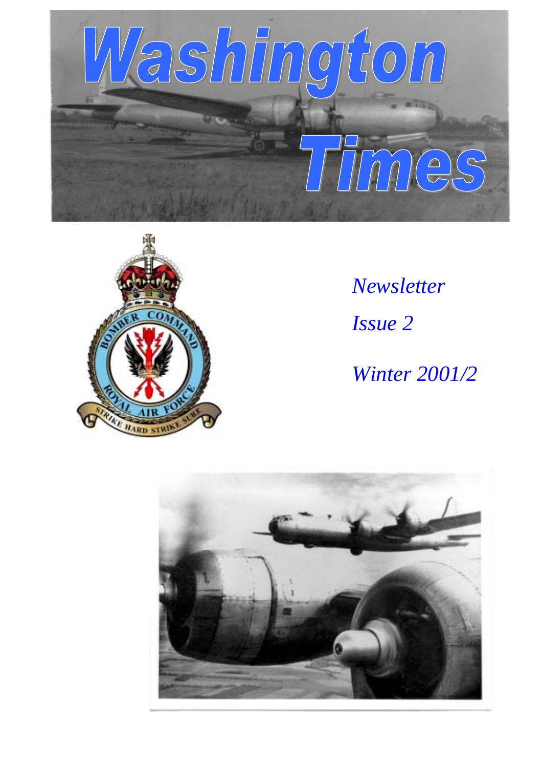# Washington Times

*Newsletter*

*Issue 2*

*Winter 2001/2*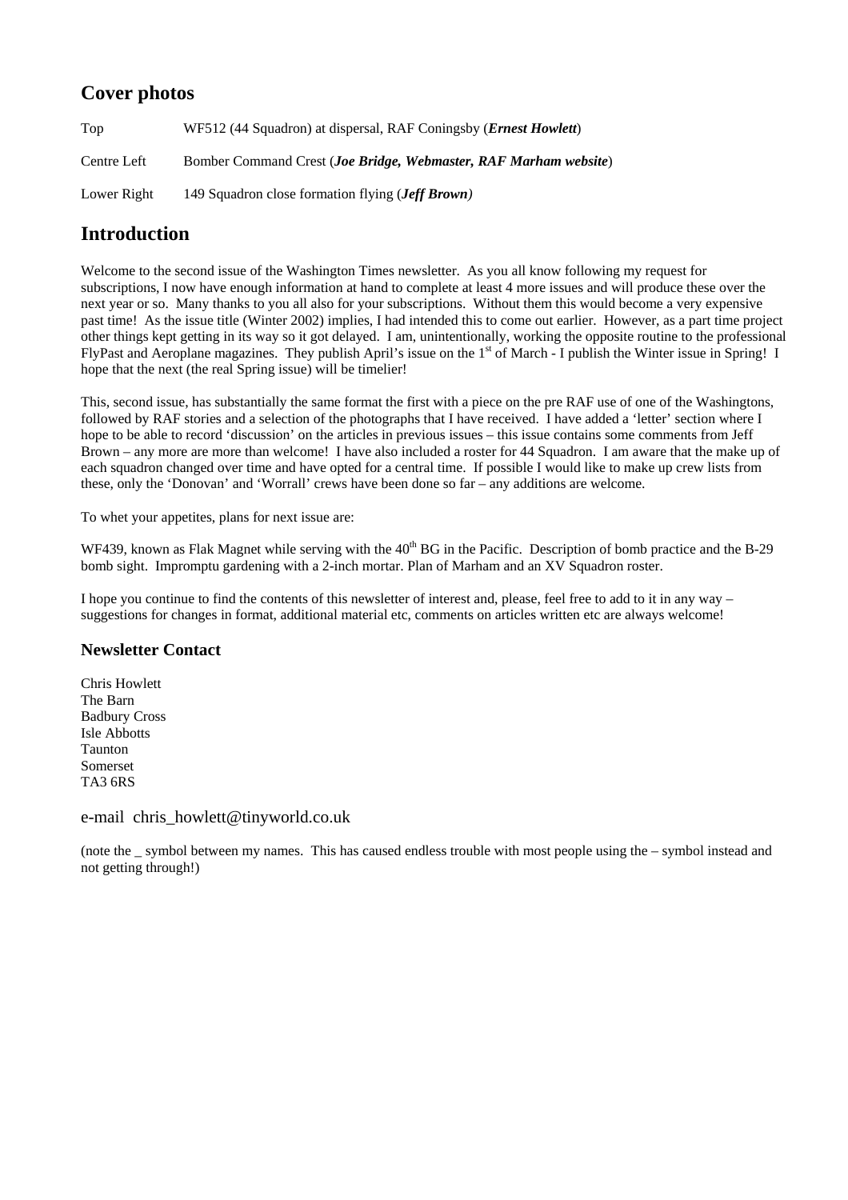## Cover photos

| | |
|---|---|
| Top | WF512 (44 Squadron) at dispersal, RAF Coningsby (***Ernest Howlett***) |
| Centre Left | Bomber Command Crest (***Joe Bridge, Webmaster, RAF Marham website***) |
| Lower Right | 149 Squadron close formation flying (***Jeff Brown)*** |

# Introduction

Welcome to the second issue of the Washington Times newsletter. As you all know following my request for subscriptions, I now have enough information at hand to complete at least 4 more issues and will produce these over the next year or so. Many thanks to you all also for your subscriptions. Without them this would become a very expensive past time! As the issue title (Winter 2002) implies, I had intended this to come out earlier. However, as a part time project other things kept getting in its way so it got delayed. I am, unintentionally, working the opposite routine to the professional FlyPast and Aeroplane magazines. They publish April's issue on the 1st of March - I publish the Winter issue in Spring! I hope that the next (the real Spring issue) will be timelier!

This, second issue, has substantially the same format the first with a piece on the pre RAF use of one of the Washingtons, followed by RAF stories and a selection of the photographs that I have received. I have added a 'letter' section where I hope to be able to record 'discussion' on the articles in previous issues – this issue contains some comments from Jeff Brown – any more are more than welcome! I have also included a roster for 44 Squadron. I am aware that the make up of each squadron changed over time and have opted for a central time. If possible I would like to make up crew lists from these, only the 'Donovan' and 'Worrall' crews have been done so far – any additions are welcome.

To whet your appetites, plans for next issue are:

WF439, known as Flak Magnet while serving with the 40th BG in the Pacific. Description of bomb practice and the B-29 bomb sight. Impromptu gardening with a 2-inch mortar. Plan of Marham and an XV Squadron roster.

I hope you continue to find the contents of this newsletter of interest and, please, feel free to add to it in any way – suggestions for changes in format, additional material etc, comments on articles written etc are always welcome!

## Newsletter Contact

Chris Howlett
The Barn
Badbury Cross
Isle Abbotts
Taunton
Somerset
TA3 6RS

e-mail chris_howlett@tinyworld.co.uk

(note the _ symbol between my names. This has caused endless trouble with most people using the – symbol instead and not getting through!)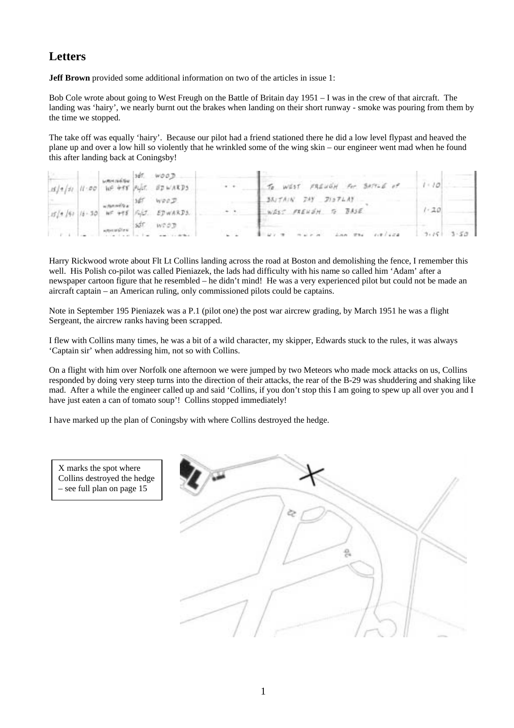## Letters

**Jeff Brown** provided some additional information on two of the articles in issue 1:

Bob Cole wrote about going to West Freugh on the Battle of Britain day 1951 – I was in the crew of that aircraft. The landing was 'hairy', we nearly burnt out the brakes when landing on their short runway - smoke was pouring from them by the time we stopped.

The take off was equally 'hairy'. Because our pilot had a friend stationed there he did a low level flypast and heaved the plane up and over a low hill so violently that he wrinkled some of the wing skin – our engineer went mad when he found this after landing back at Coningsby!

| | | | | | | | |
|---|---|---|---|---|---|---|---|
| | | WASHINGTON | SGT. WOOD | | | | |
| 15/9/51 | 11·00 | WF 495 | F/LT. EDWARDS | - - | TO WEST FREUGH For BATTLE of BRITAIN DAY DISPLAY | 1·10 | |
| | | WASHINGTON | SGT WOOD | | | | |
| 15/9/51 | 16·30 | WF 495 | F/LT. EDWARDS. | - - | WEST FREUGH TO BASE | 1·20 | |
| | | WASHINGTON | SGT WOOD | | | | |
| | | | | - - | | 3·15 | 3·50 |

Harry Rickwood wrote about Flt Lt Collins landing across the road at Boston and demolishing the fence, I remember this well. His Polish co-pilot was called Pieniazek, the lads had difficulty with his name so called him 'Adam' after a newspaper cartoon figure that he resembled – he didn't mind! He was a very experienced pilot but could not be made an aircraft captain – an American ruling, only commissioned pilots could be captains.

Note in September 195 Pieniazek was a P.1 (pilot one) the post war aircrew grading, by March 1951 he was a flight Sergeant, the aircrew ranks having been scrapped.

I flew with Collins many times, he was a bit of a wild character, my skipper, Edwards stuck to the rules, it was always 'Captain sir' when addressing him, not so with Collins.

On a flight with him over Norfolk one afternoon we were jumped by two Meteors who made mock attacks on us, Collins responded by doing very steep turns into the direction of their attacks, the rear of the B-29 was shuddering and shaking like mad. After a while the engineer called up and said 'Collins, if you don't stop this I am going to spew up all over you and I have just eaten a can of tomato soup'! Collins stopped immediately!

I have marked up the plan of Coningsby with where Collins destroyed the hedge.

X marks the spot where Collins destroyed the hedge – see full plan on page 15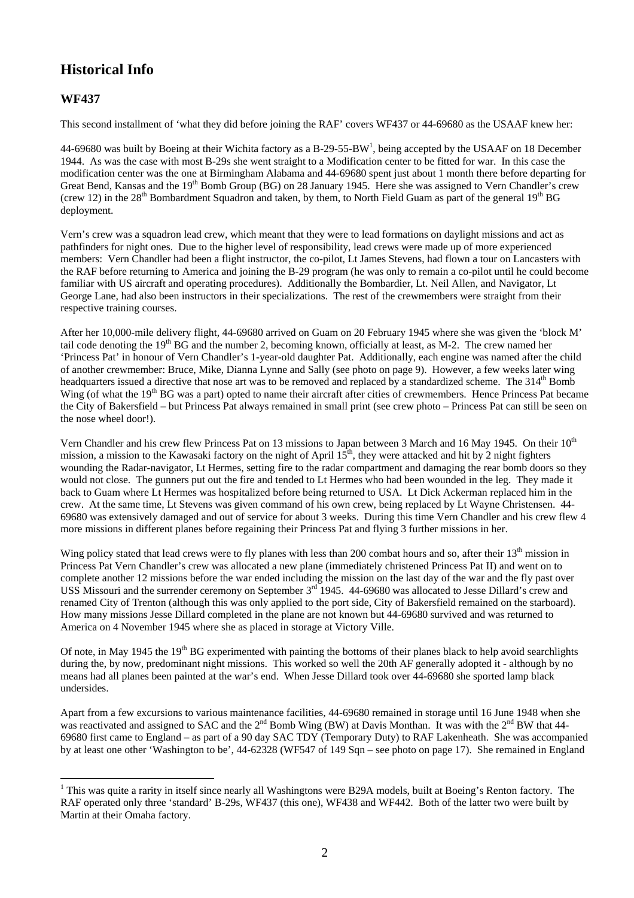# Historical Info

## WF437

This second installment of 'what they did before joining the RAF' covers WF437 or 44-69680 as the USAAF knew her:

44-69680 was built by Boeing at their Wichita factory as a B-29-55-BW[1], being accepted by the USAAF on 18 December 1944. As was the case with most B-29s she went straight to a Modification center to be fitted for war. In this case the modification center was the one at Birmingham Alabama and 44-69680 spent just about 1 month there before departing for Great Bend, Kansas and the 19th Bomb Group (BG) on 28 January 1945. Here she was assigned to Vern Chandler's crew (crew 12) in the 28th Bombardment Squadron and taken, by them, to North Field Guam as part of the general 19th BG deployment.

Vern's crew was a squadron lead crew, which meant that they were to lead formations on daylight missions and act as pathfinders for night ones. Due to the higher level of responsibility, lead crews were made up of more experienced members: Vern Chandler had been a flight instructor, the co-pilot, Lt James Stevens, had flown a tour on Lancasters with the RAF before returning to America and joining the B-29 program (he was only to remain a co-pilot until he could become familiar with US aircraft and operating procedures). Additionally the Bombardier, Lt. Neil Allen, and Navigator, Lt George Lane, had also been instructors in their specializations. The rest of the crewmembers were straight from their respective training courses.

After her 10,000-mile delivery flight, 44-69680 arrived on Guam on 20 February 1945 where she was given the 'block M' tail code denoting the 19th BG and the number 2, becoming known, officially at least, as M-2. The crew named her 'Princess Pat' in honour of Vern Chandler's 1-year-old daughter Pat. Additionally, each engine was named after the child of another crewmember: Bruce, Mike, Dianna Lynne and Sally (see photo on page 9). However, a few weeks later wing headquarters issued a directive that nose art was to be removed and replaced by a standardized scheme. The 314th Bomb Wing (of what the 19th BG was a part) opted to name their aircraft after cities of crewmembers. Hence Princess Pat became the City of Bakersfield – but Princess Pat always remained in small print (see crew photo – Princess Pat can still be seen on the nose wheel door!).

Vern Chandler and his crew flew Princess Pat on 13 missions to Japan between 3 March and 16 May 1945. On their 10th mission, a mission to the Kawasaki factory on the night of April 15th, they were attacked and hit by 2 night fighters wounding the Radar-navigator, Lt Hermes, setting fire to the radar compartment and damaging the rear bomb doors so they would not close. The gunners put out the fire and tended to Lt Hermes who had been wounded in the leg. They made it back to Guam where Lt Hermes was hospitalized before being returned to USA. Lt Dick Ackerman replaced him in the crew. At the same time, Lt Stevens was given command of his own crew, being replaced by Lt Wayne Christensen. 44-69680 was extensively damaged and out of service for about 3 weeks. During this time Vern Chandler and his crew flew 4 more missions in different planes before regaining their Princess Pat and flying 3 further missions in her.

Wing policy stated that lead crews were to fly planes with less than 200 combat hours and so, after their 13th mission in Princess Pat Vern Chandler's crew was allocated a new plane (immediately christened Princess Pat II) and went on to complete another 12 missions before the war ended including the mission on the last day of the war and the fly past over USS Missouri and the surrender ceremony on September 3rd 1945. 44-69680 was allocated to Jesse Dillard's crew and renamed City of Trenton (although this was only applied to the port side, City of Bakersfield remained on the starboard). How many missions Jesse Dillard completed in the plane are not known but 44-69680 survived and was returned to America on 4 November 1945 where she as placed in storage at Victory Ville.

Of note, in May 1945 the 19th BG experimented with painting the bottoms of their planes black to help avoid searchlights during the, by now, predominant night missions. This worked so well the 20th AF generally adopted it - although by no means had all planes been painted at the war's end. When Jesse Dillard took over 44-69680 she sported lamp black undersides.

Apart from a few excursions to various maintenance facilities, 44-69680 remained in storage until 16 June 1948 when she was reactivated and assigned to SAC and the 2nd Bomb Wing (BW) at Davis Monthan. It was with the 2nd BW that 44-69680 first came to England – as part of a 90 day SAC TDY (Temporary Duty) to RAF Lakenheath. She was accompanied by at least one other 'Washington to be', 44-62328 (WF547 of 149 Sqn – see photo on page 17). She remained in England

---

[1] This was quite a rarity in itself since nearly all Washingtons were B29A models, built at Boeing's Renton factory. The RAF operated only three 'standard' B-29s, WF437 (this one), WF438 and WF442. Both of the latter two were built by Martin at their Omaha factory.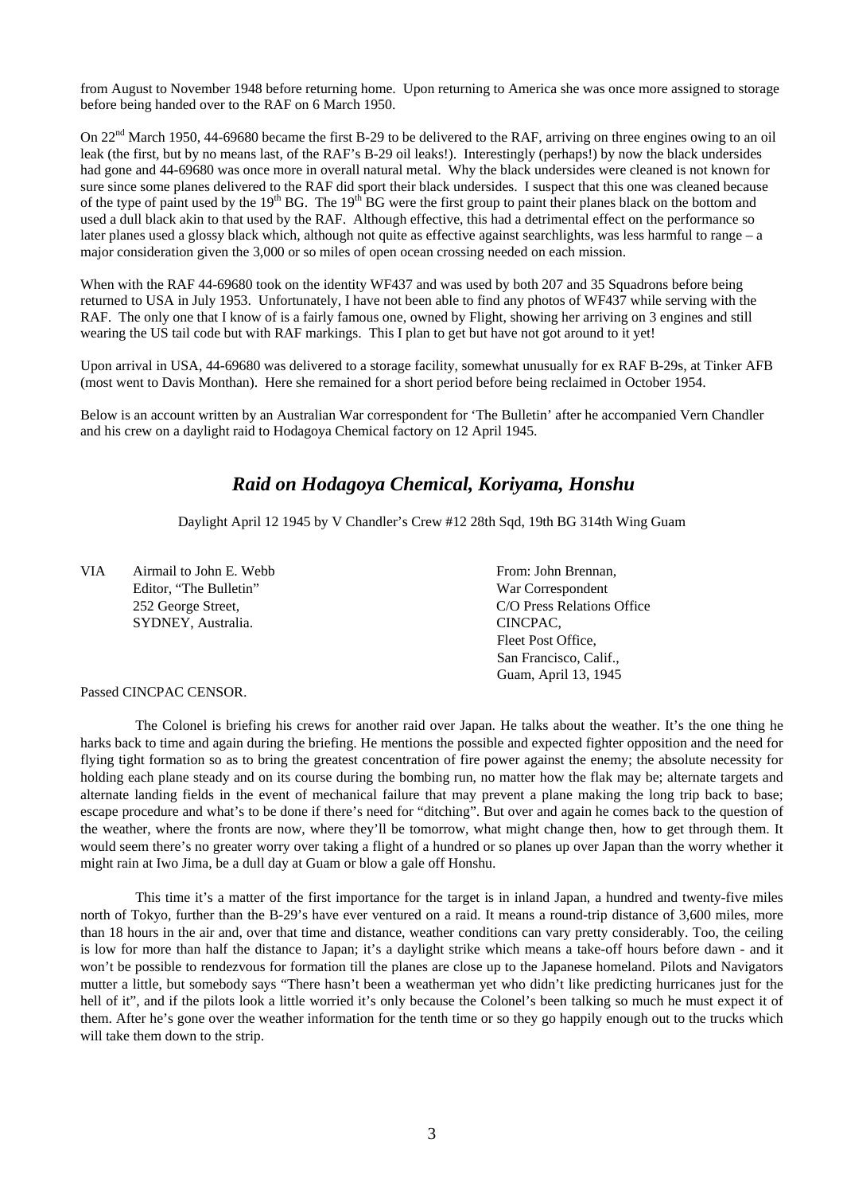from August to November 1948 before returning home. Upon returning to America she was once more assigned to storage before being handed over to the RAF on 6 March 1950.

On 22[nd] March 1950, 44-69680 became the first B-29 to be delivered to the RAF, arriving on three engines owing to an oil leak (the first, but by no means last, of the RAF's B-29 oil leaks!). Interestingly (perhaps!) by now the black undersides had gone and 44-69680 was once more in overall natural metal. Why the black undersides were cleaned is not known for sure since some planes delivered to the RAF did sport their black undersides. I suspect that this one was cleaned because of the type of paint used by the 19[th] BG. The 19[th] BG were the first group to paint their planes black on the bottom and used a dull black akin to that used by the RAF. Although effective, this had a detrimental effect on the performance so later planes used a glossy black which, although not quite as effective against searchlights, was less harmful to range – a major consideration given the 3,000 or so miles of open ocean crossing needed on each mission.

When with the RAF 44-69680 took on the identity WF437 and was used by both 207 and 35 Squadrons before being returned to USA in July 1953. Unfortunately, I have not been able to find any photos of WF437 while serving with the RAF. The only one that I know of is a fairly famous one, owned by Flight, showing her arriving on 3 engines and still wearing the US tail code but with RAF markings. This I plan to get but have not got around to it yet!

Upon arrival in USA, 44-69680 was delivered to a storage facility, somewhat unusually for ex RAF B-29s, at Tinker AFB (most went to Davis Monthan). Here she remained for a short period before being reclaimed in October 1954.

Below is an account written by an Australian War correspondent for 'The Bulletin' after he accompanied Vern Chandler and his crew on a daylight raid to Hodagoya Chemical factory on 12 April 1945.

## *Raid on Hodagoya Chemical, Koriyama, Honshu*

Daylight April 12 1945 by V Chandler's Crew #12 28th Sqd, 19th BG 314th Wing Guam

VIA Airmail to John E. Webb
Editor, "The Bulletin"
252 George Street,
SYDNEY, Australia.

From: John Brennan,
War Correspondent
C/O Press Relations Office
CINCPAC,
Fleet Post Office,
San Francisco, Calif.,
Guam, April 13, 1945

Passed CINCPAC CENSOR.

The Colonel is briefing his crews for another raid over Japan. He talks about the weather. It's the one thing he harks back to time and again during the briefing. He mentions the possible and expected fighter opposition and the need for flying tight formation so as to bring the greatest concentration of fire power against the enemy; the absolute necessity for holding each plane steady and on its course during the bombing run, no matter how the flak may be; alternate targets and alternate landing fields in the event of mechanical failure that may prevent a plane making the long trip back to base; escape procedure and what's to be done if there's need for "ditching". But over and again he comes back to the question of the weather, where the fronts are now, where they'll be tomorrow, what might change then, how to get through them. It would seem there's no greater worry over taking a flight of a hundred or so planes up over Japan than the worry whether it might rain at Iwo Jima, be a dull day at Guam or blow a gale off Honshu.

This time it's a matter of the first importance for the target is in inland Japan, a hundred and twenty-five miles north of Tokyo, further than the B-29's have ever ventured on a raid. It means a round-trip distance of 3,600 miles, more than 18 hours in the air and, over that time and distance, weather conditions can vary pretty considerably. Too, the ceiling is low for more than half the distance to Japan; it's a daylight strike which means a take-off hours before dawn - and it won't be possible to rendezvous for formation till the planes are close up to the Japanese homeland. Pilots and Navigators mutter a little, but somebody says "There hasn't been a weatherman yet who didn't like predicting hurricanes just for the hell of it", and if the pilots look a little worried it's only because the Colonel's been talking so much he must expect it of them. After he's gone over the weather information for the tenth time or so they go happily enough out to the trucks which will take them down to the strip.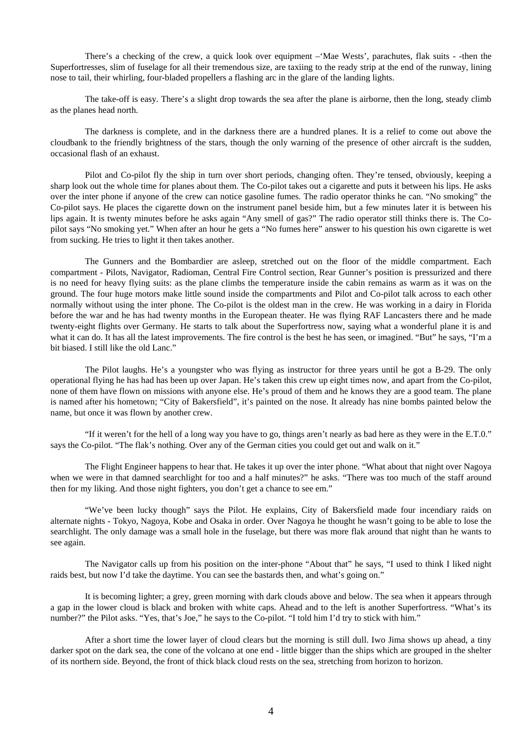There's a checking of the crew, a quick look over equipment –'Mae Wests', parachutes, flak suits - -then the Superfortresses, slim of fuselage for all their tremendous size, are taxiing to the ready strip at the end of the runway, lining nose to tail, their whirling, four-bladed propellers a flashing arc in the glare of the landing lights.

The take-off is easy. There's a slight drop towards the sea after the plane is airborne, then the long, steady climb as the planes head north.

The darkness is complete, and in the darkness there are a hundred planes. It is a relief to come out above the cloudbank to the friendly brightness of the stars, though the only warning of the presence of other aircraft is the sudden, occasional flash of an exhaust.

Pilot and Co-pilot fly the ship in turn over short periods, changing often. They're tensed, obviously, keeping a sharp look out the whole time for planes about them. The Co-pilot takes out a cigarette and puts it between his lips. He asks over the inter phone if anyone of the crew can notice gasoline fumes. The radio operator thinks he can. "No smoking" the Co-pilot says. He places the cigarette down on the instrument panel beside him, but a few minutes later it is between his lips again. It is twenty minutes before he asks again "Any smell of gas?" The radio operator still thinks there is. The Co-pilot says "No smoking yet." When after an hour he gets a "No fumes here" answer to his question his own cigarette is wet from sucking. He tries to light it then takes another.

The Gunners and the Bombardier are asleep, stretched out on the floor of the middle compartment. Each compartment - Pilots, Navigator, Radioman, Central Fire Control section, Rear Gunner's position is pressurized and there is no need for heavy flying suits: as the plane climbs the temperature inside the cabin remains as warm as it was on the ground. The four huge motors make little sound inside the compartments and Pilot and Co-pilot talk across to each other normally without using the inter phone. The Co-pilot is the oldest man in the crew. He was working in a dairy in Florida before the war and he has had twenty months in the European theater. He was flying RAF Lancasters there and he made twenty-eight flights over Germany. He starts to talk about the Superfortress now, saying what a wonderful plane it is and what it can do. It has all the latest improvements. The fire control is the best he has seen, or imagined. "But" he says, "I'm a bit biased. I still like the old Lanc."

The Pilot laughs. He's a youngster who was flying as instructor for three years until he got a B-29. The only operational flying he has had has been up over Japan. He's taken this crew up eight times now, and apart from the Co-pilot, none of them have flown on missions with anyone else. He's proud of them and he knows they are a good team. The plane is named after his hometown; "City of Bakersfield", it's painted on the nose. It already has nine bombs painted below the name, but once it was flown by another crew.

"If it weren't for the hell of a long way you have to go, things aren't nearly as bad here as they were in the E.T.0." says the Co-pilot. "The flak's nothing. Over any of the German cities you could get out and walk on it."

The Flight Engineer happens to hear that. He takes it up over the inter phone. "What about that night over Nagoya when we were in that damned searchlight for too and a half minutes?" he asks. "There was too much of the staff around then for my liking. And those night fighters, you don't get a chance to see em."

"We've been lucky though" says the Pilot. He explains, City of Bakersfield made four incendiary raids on alternate nights - Tokyo, Nagoya, Kobe and Osaka in order. Over Nagoya he thought he wasn't going to be able to lose the searchlight. The only damage was a small hole in the fuselage, but there was more flak around that night than he wants to see again.

The Navigator calls up from his position on the inter-phone "About that" he says, "I used to think I liked night raids best, but now I'd take the daytime. You can see the bastards then, and what's going on."

It is becoming lighter; a grey, green morning with dark clouds above and below. The sea when it appears through a gap in the lower cloud is black and broken with white caps. Ahead and to the left is another Superfortress. "What's its number?" the Pilot asks. "Yes, that's Joe," he says to the Co-pilot. "I told him I'd try to stick with him."

After a short time the lower layer of cloud clears but the morning is still dull. Iwo Jima shows up ahead, a tiny darker spot on the dark sea, the cone of the volcano at one end - little bigger than the ships which are grouped in the shelter of its northern side. Beyond, the front of thick black cloud rests on the sea, stretching from horizon to horizon.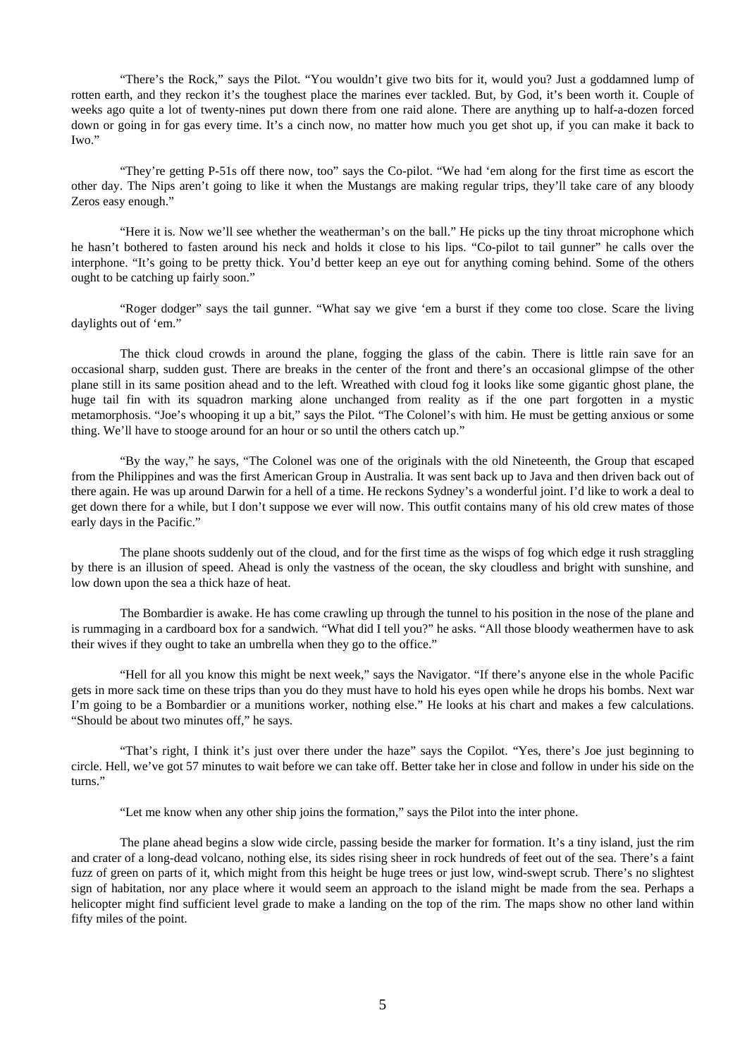"There's the Rock," says the Pilot. "You wouldn't give two bits for it, would you? Just a goddamned lump of rotten earth, and they reckon it's the toughest place the marines ever tackled. But, by God, it's been worth it. Couple of weeks ago quite a lot of twenty-nines put down there from one raid alone. There are anything up to half-a-dozen forced down or going in for gas every time. It's a cinch now, no matter how much you get shot up, if you can make it back to Iwo."

"They're getting P-51s off there now, too" says the Co-pilot. "We had 'em along for the first time as escort the other day. The Nips aren't going to like it when the Mustangs are making regular trips, they'll take care of any bloody Zeros easy enough."

"Here it is. Now we'll see whether the weatherman's on the ball." He picks up the tiny throat microphone which he hasn't bothered to fasten around his neck and holds it close to his lips. "Co-pilot to tail gunner" he calls over the interphone. "It's going to be pretty thick. You'd better keep an eye out for anything coming behind. Some of the others ought to be catching up fairly soon."

"Roger dodger" says the tail gunner. "What say we give 'em a burst if they come too close. Scare the living daylights out of 'em."

The thick cloud crowds in around the plane, fogging the glass of the cabin. There is little rain save for an occasional sharp, sudden gust. There are breaks in the center of the front and there's an occasional glimpse of the other plane still in its same position ahead and to the left. Wreathed with cloud fog it looks like some gigantic ghost plane, the huge tail fin with its squadron marking alone unchanged from reality as if the one part forgotten in a mystic metamorphosis. "Joe's whooping it up a bit," says the Pilot. "The Colonel's with him. He must be getting anxious or some thing. We'll have to stooge around for an hour or so until the others catch up."

"By the way," he says, "The Colonel was one of the originals with the old Nineteenth, the Group that escaped from the Philippines and was the first American Group in Australia. It was sent back up to Java and then driven back out of there again. He was up around Darwin for a hell of a time. He reckons Sydney's a wonderful joint. I'd like to work a deal to get down there for a while, but I don't suppose we ever will now. This outfit contains many of his old crew mates of those early days in the Pacific."

The plane shoots suddenly out of the cloud, and for the first time as the wisps of fog which edge it rush straggling by there is an illusion of speed. Ahead is only the vastness of the ocean, the sky cloudless and bright with sunshine, and low down upon the sea a thick haze of heat.

The Bombardier is awake. He has come crawling up through the tunnel to his position in the nose of the plane and is rummaging in a cardboard box for a sandwich. "What did I tell you?" he asks. "All those bloody weathermen have to ask their wives if they ought to take an umbrella when they go to the office."

"Hell for all you know this might be next week," says the Navigator. "If there's anyone else in the whole Pacific gets in more sack time on these trips than you do they must have to hold his eyes open while he drops his bombs. Next war I'm going to be a Bombardier or a munitions worker, nothing else." He looks at his chart and makes a few calculations. "Should be about two minutes off," he says.

"That's right, I think it's just over there under the haze" says the Copilot. "Yes, there's Joe just beginning to circle. Hell, we've got 57 minutes to wait before we can take off. Better take her in close and follow in under his side on the turns."

"Let me know when any other ship joins the formation," says the Pilot into the inter phone.

The plane ahead begins a slow wide circle, passing beside the marker for formation. It's a tiny island, just the rim and crater of a long-dead volcano, nothing else, its sides rising sheer in rock hundreds of feet out of the sea. There's a faint fuzz of green on parts of it, which might from this height be huge trees or just low, wind-swept scrub. There's no slightest sign of habitation, nor any place where it would seem an approach to the island might be made from the sea. Perhaps a helicopter might find sufficient level grade to make a landing on the top of the rim. The maps show no other land within fifty miles of the point.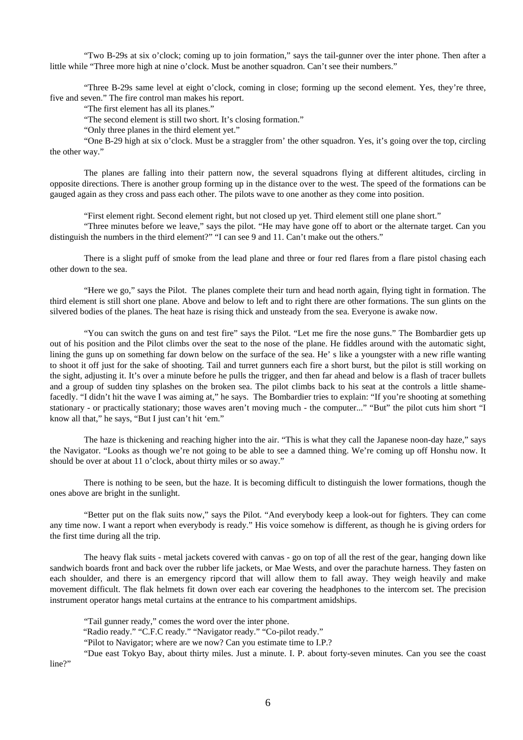"Two B-29s at six o'clock; coming up to join formation," says the tail-gunner over the inter phone. Then after a little while "Three more high at nine o'clock. Must be another squadron. Can't see their numbers."

"Three B-29s same level at eight o'clock, coming in close; forming up the second element. Yes, they're three, five and seven." The fire control man makes his report.

"The first element has all its planes."

"The second element is still two short. It's closing formation."

"Only three planes in the third element yet."

"One B-29 high at six o'clock. Must be a straggler from' the other squadron. Yes, it's going over the top, circling the other way."

The planes are falling into their pattern now, the several squadrons flying at different altitudes, circling in opposite directions. There is another group forming up in the distance over to the west. The speed of the formations can be gauged again as they cross and pass each other. The pilots wave to one another as they come into position.

"First element right. Second element right, but not closed up yet. Third element still one plane short."

"Three minutes before we leave," says the pilot. "He may have gone off to abort or the alternate target. Can you distinguish the numbers in the third element?" "I can see 9 and 11. Can't make out the others."

There is a slight puff of smoke from the lead plane and three or four red flares from a flare pistol chasing each other down to the sea.

"Here we go," says the Pilot. The planes complete their turn and head north again, flying tight in formation. The third element is still short one plane. Above and below to left and to right there are other formations. The sun glints on the silvered bodies of the planes. The heat haze is rising thick and unsteady from the sea. Everyone is awake now.

"You can switch the guns on and test fire" says the Pilot. "Let me fire the nose guns." The Bombardier gets up out of his position and the Pilot climbs over the seat to the nose of the plane. He fiddles around with the automatic sight, lining the guns up on something far down below on the surface of the sea. He' s like a youngster with a new rifle wanting to shoot it off just for the sake of shooting. Tail and turret gunners each fire a short burst, but the pilot is still working on the sight, adjusting it. It's over a minute before he pulls the trigger, and then far ahead and below is a flash of tracer bullets and a group of sudden tiny splashes on the broken sea. The pilot climbs back to his seat at the controls a little shame-facedly. "I didn't hit the wave I was aiming at," he says. The Bombardier tries to explain: "If you're shooting at something stationary - or practically stationary; those waves aren't moving much - the computer..." "But" the pilot cuts him short "I know all that," he says, "But I just can't hit 'em."

The haze is thickening and reaching higher into the air. "This is what they call the Japanese noon-day haze," says the Navigator. "Looks as though we're not going to be able to see a damned thing. We're coming up off Honshu now. It should be over at about 11 o'clock, about thirty miles or so away."

There is nothing to be seen, but the haze. It is becoming difficult to distinguish the lower formations, though the ones above are bright in the sunlight.

"Better put on the flak suits now," says the Pilot. "And everybody keep a look-out for fighters. They can come any time now. I want a report when everybody is ready." His voice somehow is different, as though he is giving orders for the first time during all the trip.

The heavy flak suits - metal jackets covered with canvas - go on top of all the rest of the gear, hanging down like sandwich boards front and back over the rubber life jackets, or Mae Wests, and over the parachute harness. They fasten on each shoulder, and there is an emergency ripcord that will allow them to fall away. They weigh heavily and make movement difficult. The flak helmets fit down over each ear covering the headphones to the intercom set. The precision instrument operator hangs metal curtains at the entrance to his compartment amidships.

"Tail gunner ready," comes the word over the inter phone.

"Radio ready." "C.F.C ready." "Navigator ready." "Co-pilot ready."

"Pilot to Navigator; where are we now? Can you estimate time to I.P.?

"Due east Tokyo Bay, about thirty miles. Just a minute. I. P. about forty-seven minutes. Can you see the coast line?"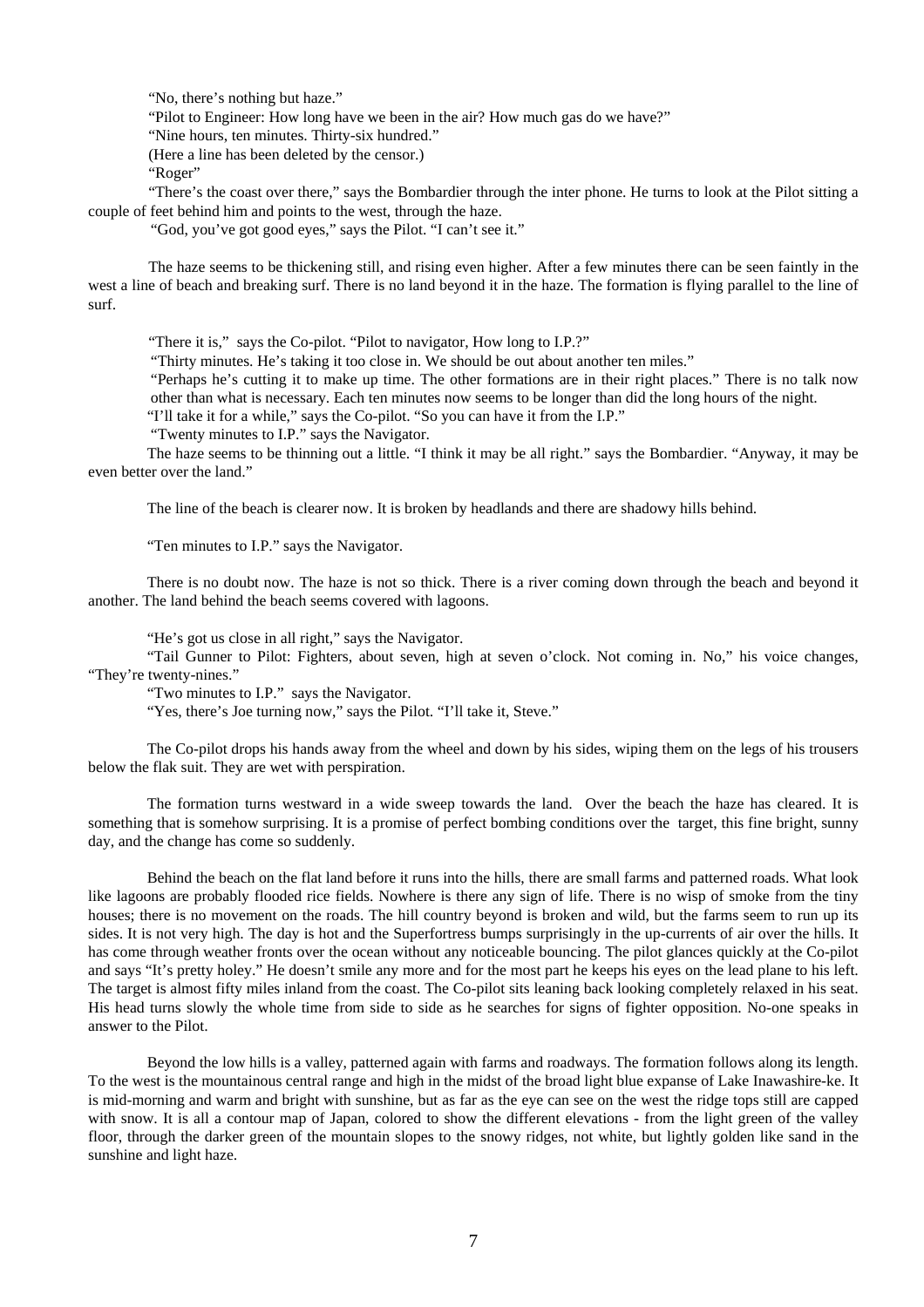"No, there's nothing but haze."

"Pilot to Engineer: How long have we been in the air? How much gas do we have?"

"Nine hours, ten minutes. Thirty-six hundred."

(Here a line has been deleted by the censor.)

"Roger"

"There's the coast over there," says the Bombardier through the inter phone. He turns to look at the Pilot sitting a couple of feet behind him and points to the west, through the haze.

"God, you've got good eyes," says the Pilot. "I can't see it."

The haze seems to be thickening still, and rising even higher. After a few minutes there can be seen faintly in the west a line of beach and breaking surf. There is no land beyond it in the haze. The formation is flying parallel to the line of surf.

"There it is," says the Co-pilot. "Pilot to navigator, How long to I.P.?"

"Thirty minutes. He's taking it too close in. We should be out about another ten miles."

"Perhaps he's cutting it to make up time. The other formations are in their right places." There is no talk now other than what is necessary. Each ten minutes now seems to be longer than did the long hours of the night.

"I'll take it for a while," says the Co-pilot. "So you can have it from the I.P."

"Twenty minutes to I.P." says the Navigator.

The haze seems to be thinning out a little. "I think it may be all right." says the Bombardier. "Anyway, it may be even better over the land."

The line of the beach is clearer now. It is broken by headlands and there are shadowy hills behind.

"Ten minutes to I.P." says the Navigator.

There is no doubt now. The haze is not so thick. There is a river coming down through the beach and beyond it another. The land behind the beach seems covered with lagoons.

"He's got us close in all right," says the Navigator.

"Tail Gunner to Pilot: Fighters, about seven, high at seven o'clock. Not coming in. No," his voice changes, "They're twenty-nines."

"Two minutes to I.P." says the Navigator.

"Yes, there's Joe turning now," says the Pilot. "I'll take it, Steve."

The Co-pilot drops his hands away from the wheel and down by his sides, wiping them on the legs of his trousers below the flak suit. They are wet with perspiration.

The formation turns westward in a wide sweep towards the land. Over the beach the haze has cleared. It is something that is somehow surprising. It is a promise of perfect bombing conditions over the target, this fine bright, sunny day, and the change has come so suddenly.

Behind the beach on the flat land before it runs into the hills, there are small farms and patterned roads. What look like lagoons are probably flooded rice fields. Nowhere is there any sign of life. There is no wisp of smoke from the tiny houses; there is no movement on the roads. The hill country beyond is broken and wild, but the farms seem to run up its sides. It is not very high. The day is hot and the Superfortress bumps surprisingly in the up-currents of air over the hills. It has come through weather fronts over the ocean without any noticeable bouncing. The pilot glances quickly at the Co-pilot and says "It's pretty holey." He doesn't smile any more and for the most part he keeps his eyes on the lead plane to his left. The target is almost fifty miles inland from the coast. The Co-pilot sits leaning back looking completely relaxed in his seat. His head turns slowly the whole time from side to side as he searches for signs of fighter opposition. No-one speaks in answer to the Pilot.

Beyond the low hills is a valley, patterned again with farms and roadways. The formation follows along its length. To the west is the mountainous central range and high in the midst of the broad light blue expanse of Lake Inawashire-ke. It is mid-morning and warm and bright with sunshine, but as far as the eye can see on the west the ridge tops still are capped with snow. It is all a contour map of Japan, colored to show the different elevations - from the light green of the valley floor, through the darker green of the mountain slopes to the snowy ridges, not white, but lightly golden like sand in the sunshine and light haze.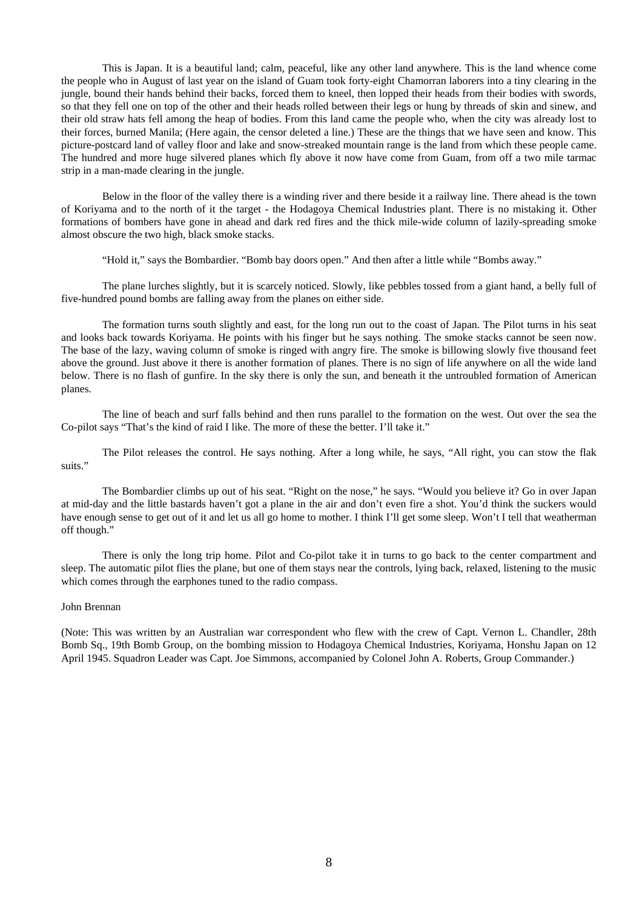This is Japan. It is a beautiful land; calm, peaceful, like any other land anywhere. This is the land whence come the people who in August of last year on the island of Guam took forty-eight Chamorran laborers into a tiny clearing in the jungle, bound their hands behind their backs, forced them to kneel, then lopped their heads from their bodies with swords, so that they fell one on top of the other and their heads rolled between their legs or hung by threads of skin and sinew, and their old straw hats fell among the heap of bodies. From this land came the people who, when the city was already lost to their forces, burned Manila; (Here again, the censor deleted a line.) These are the things that we have seen and know. This picture-postcard land of valley floor and lake and snow-streaked mountain range is the land from which these people came. The hundred and more huge silvered planes which fly above it now have come from Guam, from off a two mile tarmac strip in a man-made clearing in the jungle.

Below in the floor of the valley there is a winding river and there beside it a railway line. There ahead is the town of Koriyama and to the north of it the target - the Hodagoya Chemical Industries plant. There is no mistaking it. Other formations of bombers have gone in ahead and dark red fires and the thick mile-wide column of lazily-spreading smoke almost obscure the two high, black smoke stacks.

"Hold it," says the Bombardier. "Bomb bay doors open." And then after a little while "Bombs away."

The plane lurches slightly, but it is scarcely noticed. Slowly, like pebbles tossed from a giant hand, a belly full of five-hundred pound bombs are falling away from the planes on either side.

The formation turns south slightly and east, for the long run out to the coast of Japan. The Pilot turns in his seat and looks back towards Koriyama. He points with his finger but he says nothing. The smoke stacks cannot be seen now. The base of the lazy, waving column of smoke is ringed with angry fire. The smoke is billowing slowly five thousand feet above the ground. Just above it there is another formation of planes. There is no sign of life anywhere on all the wide land below. There is no flash of gunfire. In the sky there is only the sun, and beneath it the untroubled formation of American planes.

The line of beach and surf falls behind and then runs parallel to the formation on the west. Out over the sea the Co-pilot says "That's the kind of raid I like. The more of these the better. I'll take it."

The Pilot releases the control. He says nothing. After a long while, he says, "All right, you can stow the flak suits."

The Bombardier climbs up out of his seat. "Right on the nose," he says. "Would you believe it? Go in over Japan at mid-day and the little bastards haven't got a plane in the air and don't even fire a shot. You'd think the suckers would have enough sense to get out of it and let us all go home to mother. I think I'll get some sleep. Won't I tell that weatherman off though."

There is only the long trip home. Pilot and Co-pilot take it in turns to go back to the center compartment and sleep. The automatic pilot flies the plane, but one of them stays near the controls, lying back, relaxed, listening to the music which comes through the earphones tuned to the radio compass.

John Brennan

(Note: This was written by an Australian war correspondent who flew with the crew of Capt. Vernon L. Chandler, 28th Bomb Sq., 19th Bomb Group, on the bombing mission to Hodagoya Chemical Industries, Koriyama, Honshu Japan on 12 April 1945. Squadron Leader was Capt. Joe Simmons, accompanied by Colonel John A. Roberts, Group Commander.)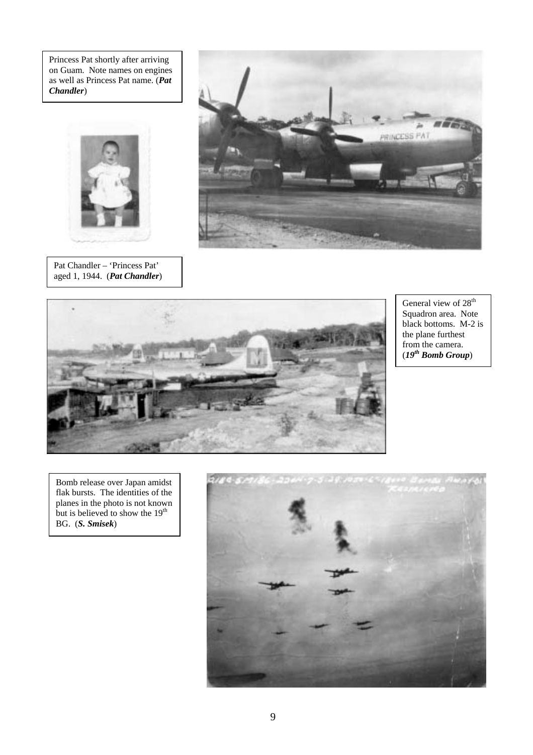Princess Pat shortly after arriving on Guam. Note names on engines as well as Princess Pat name. (***Pat Chandler***)

Pat Chandler – 'Princess Pat' aged 1, 1944. (***Pat Chandler***)

General view of 28th Squadron area. Note black bottoms. M-2 is the plane furthest from the camera. (***19th Bomb Group***)

Bomb release over Japan amidst flak bursts. The identities of the planes in the photo is not known but is believed to show the 19th BG. (***S. Smisek***)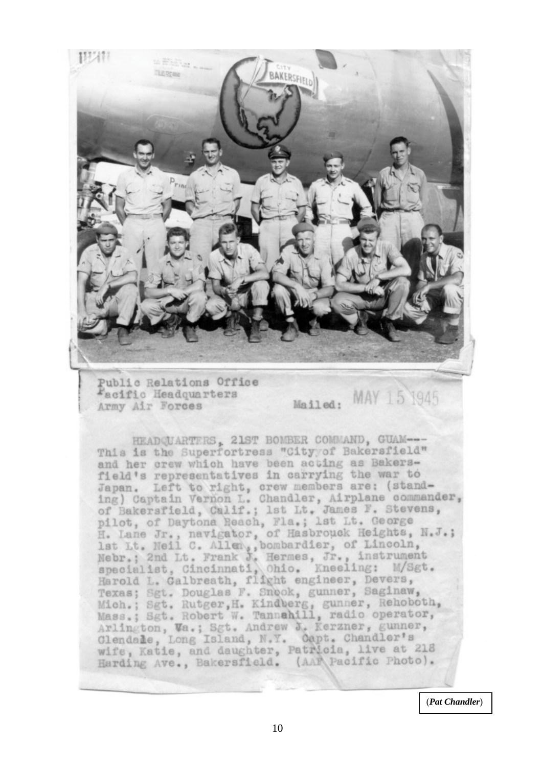Public Relations Office
Pacific Headquarters
Army Air Forces

Mailed: MAY 15 1945

HEADQUARTERS, 21ST BOMBER COMMAND, GUAM---
This is the Superfortress "City of Bakersfield" and her crew which have been acting as Bakersfield's representatives in carrying the war to Japan. Left to right, crew members are: (standing) Captain Vernon L. Chandler, Airplane commander, of Bakersfield, Calif.; 1st Lt. James F. Stevens, pilot, of Daytona Beach, Fla.; 1st Lt. George H. Lane Jr., navigator, of Hasbrouck Heights, N.J.; 1st Lt. Neil C. Allen, bombardier, of Lincoln, Nebr.; 2nd Lt. Frank J. Hermes, Jr., instrument specialist, Cincinnati, Ohio. Kneeling: M/Sgt. Harold L. Galbreath, flight engineer, Devers, Texas; Sgt. Douglas F. Snook, gunner, Saginaw, Mich.; Sgt. Rutger H. Kindberg, gunner, Rehoboth, Mass.; Sgt. Robert W. Tannahill, radio operator, Arlington, Va.; Sgt. Andrew J. Kerzner, gunner, Glendale, Long Island, N.Y. Capt. Chandler's wife, Katie, and daughter, Patricia, live at 218 Harding Ave., Bakersfield. (AAF Pacific Photo).

(*Pat Chandler*)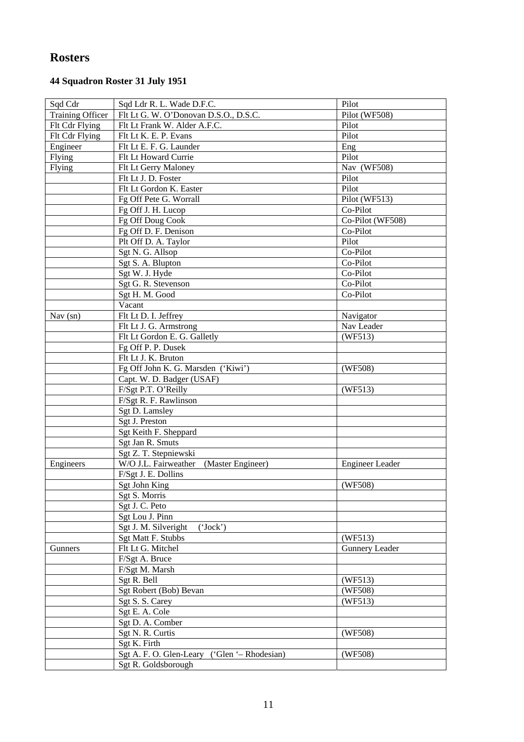# Rosters

### 44 Squadron Roster 31 July 1951

| Sqd Cdr | Sqd Ldr R. L. Wade D.F.C. | Pilot |
|---|---|---|
| Training Officer | Flt Lt G. W. O'Donovan D.S.O., D.S.C. | Pilot (WF508) |
| Flt Cdr Flying | Flt Lt Frank W. Alder A.F.C. | Pilot |
| Flt Cdr Flying | Flt Lt K. E. P. Evans | Pilot |
| Engineer | Flt Lt E. F. G. Launder | Eng |
| Flying | Flt Lt Howard Currie | Pilot |
| Flying | Flt Lt Gerry Maloney | Nav (WF508) |
| | Flt Lt J. D. Foster | Pilot |
| | Flt Lt Gordon K. Easter | Pilot |
| | Fg Off Pete G. Worrall | Pilot (WF513) |
| | Fg Off J. H. Lucop | Co-Pilot |
| | Fg Off Doug Cook | Co-Pilot (WF508) |
| | Fg Off D. F. Denison | Co-Pilot |
| | Plt Off D. A. Taylor | Pilot |
| | Sgt N. G. Allsop | Co-Pilot |
| | Sgt S. A. Blupton | Co-Pilot |
| | Sgt W. J. Hyde | Co-Pilot |
| | Sgt G. R. Stevenson | Co-Pilot |
| | Sgt H. M. Good | Co-Pilot |
| | Vacant | |
| Nav (sn) | Flt Lt D. I. Jeffrey | Navigator |
| | Flt Lt J. G. Armstrong | Nav Leader |
| | Flt Lt Gordon E. G. Galletly | (WF513) |
| | Fg Off P. P. Dusek | |
| | Flt Lt J. K. Bruton | |
| | Fg Off John K. G. Marsden ('Kiwi') | (WF508) |
| | Capt. W. D. Badger (USAF) | |
| | F/Sgt P.T. O'Reilly | (WF513) |
| | F/Sgt R. F. Rawlinson | |
| | Sgt D. Lamsley | |
| | Sgt J. Preston | |
| | Sgt Keith F. Sheppard | |
| | Sgt Jan R. Smuts | |
| | Sgt Z. T. Stepniewski | |
| Engineers | W/O J.L. Fairweather (Master Engineer) | Engineer Leader |
| | F/Sgt J. E. Dollins | |
| | Sgt John King | (WF508) |
| | Sgt S. Morris | |
| | Sgt J. C. Peto | |
| | Sgt Lou J. Pinn | |
| | Sgt J. M. Silveright ('Jock') | |
| | Sgt Matt F. Stubbs | (WF513) |
| Gunners | Flt Lt G. Mitchel | Gunnery Leader |
| | F/Sgt A. Bruce | |
| | F/Sgt M. Marsh | |
| | Sgt R. Bell | (WF513) |
| | Sgt Robert (Bob) Bevan | (WF508) |
| | Sgt S. S. Carey | (WF513) |
| | Sgt E. A. Cole | |
| | Sgt D. A. Comber | |
| | Sgt N. R. Curtis | (WF508) |
| | Sgt K. Firth | |
| | Sgt A. F. O. Glen-Leary ('Glen '– Rhodesian) | (WF508) |
| | Sgt R. Goldsborough | |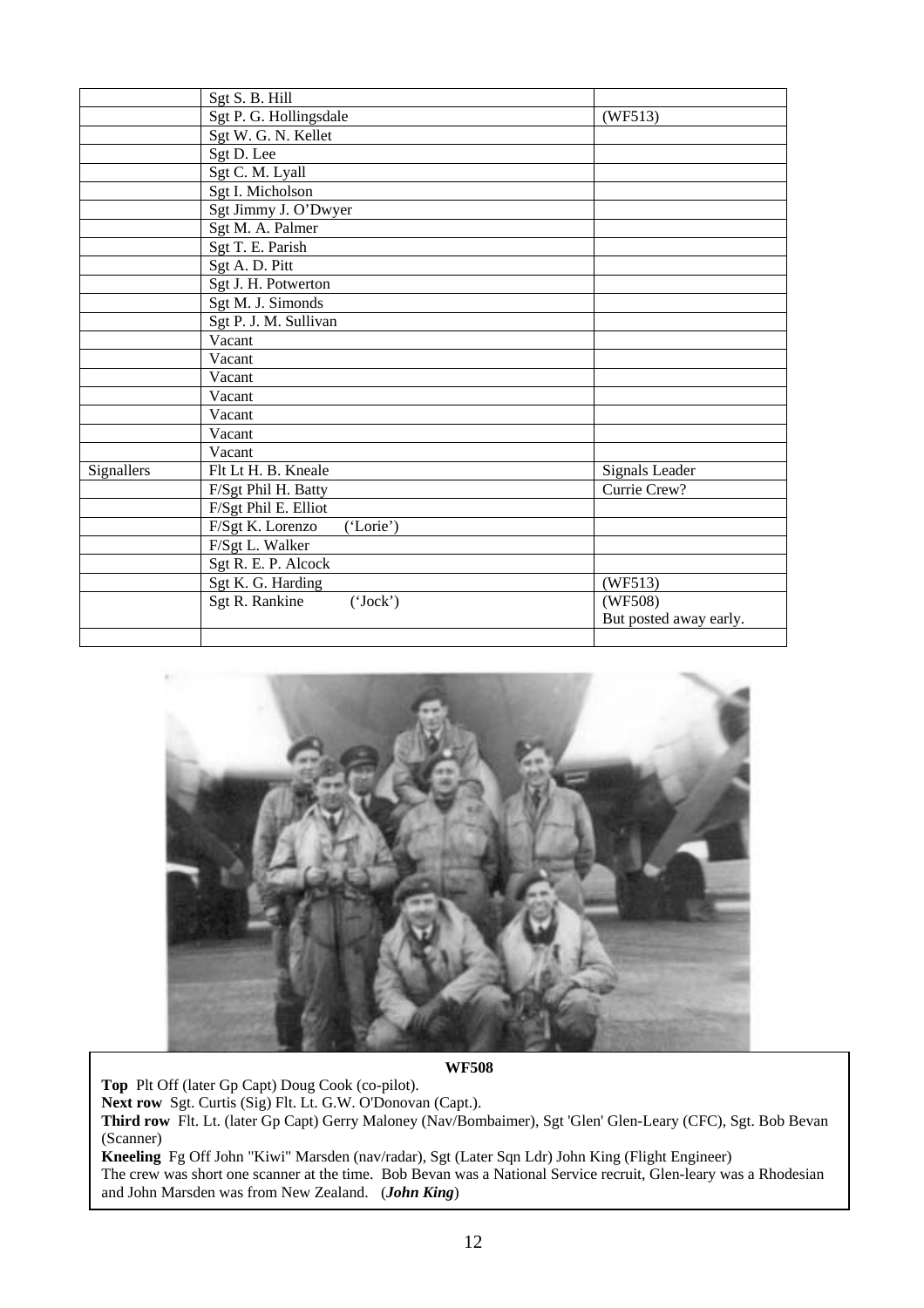| | | |
|---|---|---|
| | Sgt S. B. Hill | |
| | Sgt P. G. Hollingsdale | (WF513) |
| | Sgt W. G. N. Kellet | |
| | Sgt D. Lee | |
| | Sgt C. M. Lyall | |
| | Sgt I. Micholson | |
| | Sgt Jimmy J. O'Dwyer | |
| | Sgt M. A. Palmer | |
| | Sgt T. E. Parish | |
| | Sgt A. D. Pitt | |
| | Sgt J. H. Potwerton | |
| | Sgt M. J. Simonds | |
| | Sgt P. J. M. Sullivan | |
| | Vacant | |
| | Vacant | |
| | Vacant | |
| | Vacant | |
| | Vacant | |
| | Vacant | |
| | Vacant | |
| Signallers | Flt Lt H. B. Kneale | Signals Leader |
| | F/Sgt Phil H. Batty | Currie Crew? |
| | F/Sgt Phil E. Elliot | |
| | F/Sgt K. Lorenzo ('Lorie') | |
| | F/Sgt L. Walker | |
| | Sgt R. E. P. Alcock | |
| | Sgt K. G. Harding | (WF513) |
| | Sgt R. Rankine ('Jock') | (WF508) But posted away early. |
| | | |

**WF508**

**Top** Plt Off (later Gp Capt) Doug Cook (co-pilot).
**Next row** Sgt. Curtis (Sig) Flt. Lt. G.W. O'Donovan (Capt.).
**Third row** Flt. Lt. (later Gp Capt) Gerry Maloney (Nav/Bombaimer), Sgt 'Glen' Glen-Leary (CFC), Sgt. Bob Bevan (Scanner)
**Kneeling** Fg Off John "Kiwi" Marsden (nav/radar), Sgt (Later Sqn Ldr) John King (Flight Engineer)
The crew was short one scanner at the time. Bob Bevan was a National Service recruit, Glen-leary was a Rhodesian and John Marsden was from New Zealand. (***John King***)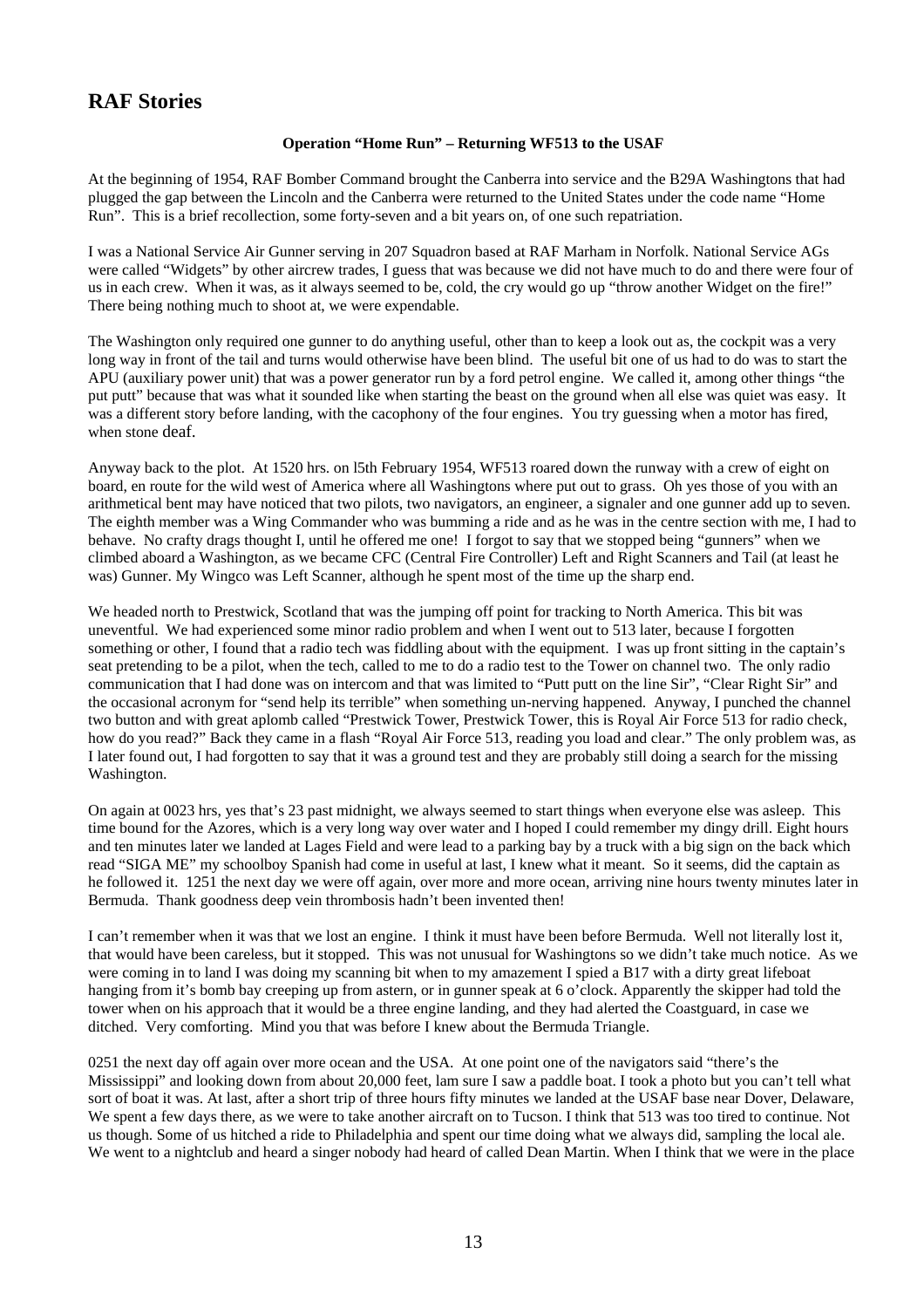# RAF Stories

**Operation "Home Run" – Returning WF513 to the USAF**

At the beginning of 1954, RAF Bomber Command brought the Canberra into service and the B29A Washingtons that had plugged the gap between the Lincoln and the Canberra were returned to the United States under the code name "Home Run". This is a brief recollection, some forty-seven and a bit years on, of one such repatriation.

I was a National Service Air Gunner serving in 207 Squadron based at RAF Marham in Norfolk. National Service AGs were called "Widgets" by other aircrew trades, I guess that was because we did not have much to do and there were four of us in each crew. When it was, as it always seemed to be, cold, the cry would go up "throw another Widget on the fire!" There being nothing much to shoot at, we were expendable.

The Washington only required one gunner to do anything useful, other than to keep a look out as, the cockpit was a very long way in front of the tail and turns would otherwise have been blind. The useful bit one of us had to do was to start the APU (auxiliary power unit) that was a power generator run by a ford petrol engine. We called it, among other things "the put putt" because that was what it sounded like when starting the beast on the ground when all else was quiet was easy. It was a different story before landing, with the cacophony of the four engines. You try guessing when a motor has fired, when stone deaf.

Anyway back to the plot. At 1520 hrs. on l5th February 1954, WF513 roared down the runway with a crew of eight on board, en route for the wild west of America where all Washingtons where put out to grass. Oh yes those of you with an arithmetical bent may have noticed that two pilots, two navigators, an engineer, a signaler and one gunner add up to seven. The eighth member was a Wing Commander who was bumming a ride and as he was in the centre section with me, I had to behave. No crafty drags thought I, until he offered me one! I forgot to say that we stopped being "gunners" when we climbed aboard a Washington, as we became CFC (Central Fire Controller) Left and Right Scanners and Tail (at least he was) Gunner. My Wingco was Left Scanner, although he spent most of the time up the sharp end.

We headed north to Prestwick, Scotland that was the jumping off point for tracking to North America. This bit was uneventful. We had experienced some minor radio problem and when I went out to 513 later, because I forgotten something or other, I found that a radio tech was fiddling about with the equipment. I was up front sitting in the captain's seat pretending to be a pilot, when the tech, called to me to do a radio test to the Tower on channel two. The only radio communication that I had done was on intercom and that was limited to "Putt putt on the line Sir", "Clear Right Sir" and the occasional acronym for "send help its terrible" when something un-nerving happened. Anyway, I punched the channel two button and with great aplomb called "Prestwick Tower, Prestwick Tower, this is Royal Air Force 513 for radio check, how do you read?" Back they came in a flash "Royal Air Force 513, reading you load and clear." The only problem was, as I later found out, I had forgotten to say that it was a ground test and they are probably still doing a search for the missing Washington.

On again at 0023 hrs, yes that's 23 past midnight, we always seemed to start things when everyone else was asleep. This time bound for the Azores, which is a very long way over water and I hoped I could remember my dingy drill. Eight hours and ten minutes later we landed at Lages Field and were lead to a parking bay by a truck with a big sign on the back which read "SIGA ME" my schoolboy Spanish had come in useful at last, I knew what it meant. So it seems, did the captain as he followed it. 1251 the next day we were off again, over more and more ocean, arriving nine hours twenty minutes later in Bermuda. Thank goodness deep vein thrombosis hadn't been invented then!

I can't remember when it was that we lost an engine. I think it must have been before Bermuda. Well not literally lost it, that would have been careless, but it stopped. This was not unusual for Washingtons so we didn't take much notice. As we were coming in to land I was doing my scanning bit when to my amazement I spied a B17 with a dirty great lifeboat hanging from it's bomb bay creeping up from astern, or in gunner speak at 6 o'clock. Apparently the skipper had told the tower when on his approach that it would be a three engine landing, and they had alerted the Coastguard, in case we ditched. Very comforting. Mind you that was before I knew about the Bermuda Triangle.

0251 the next day off again over more ocean and the USA. At one point one of the navigators said "there's the Mississippi" and looking down from about 20,000 feet, lam sure I saw a paddle boat. I took a photo but you can't tell what sort of boat it was. At last, after a short trip of three hours fifty minutes we landed at the USAF base near Dover, Delaware, We spent a few days there, as we were to take another aircraft on to Tucson. I think that 513 was too tired to continue. Not us though. Some of us hitched a ride to Philadelphia and spent our time doing what we always did, sampling the local ale. We went to a nightclub and heard a singer nobody had heard of called Dean Martin. When I think that we were in the place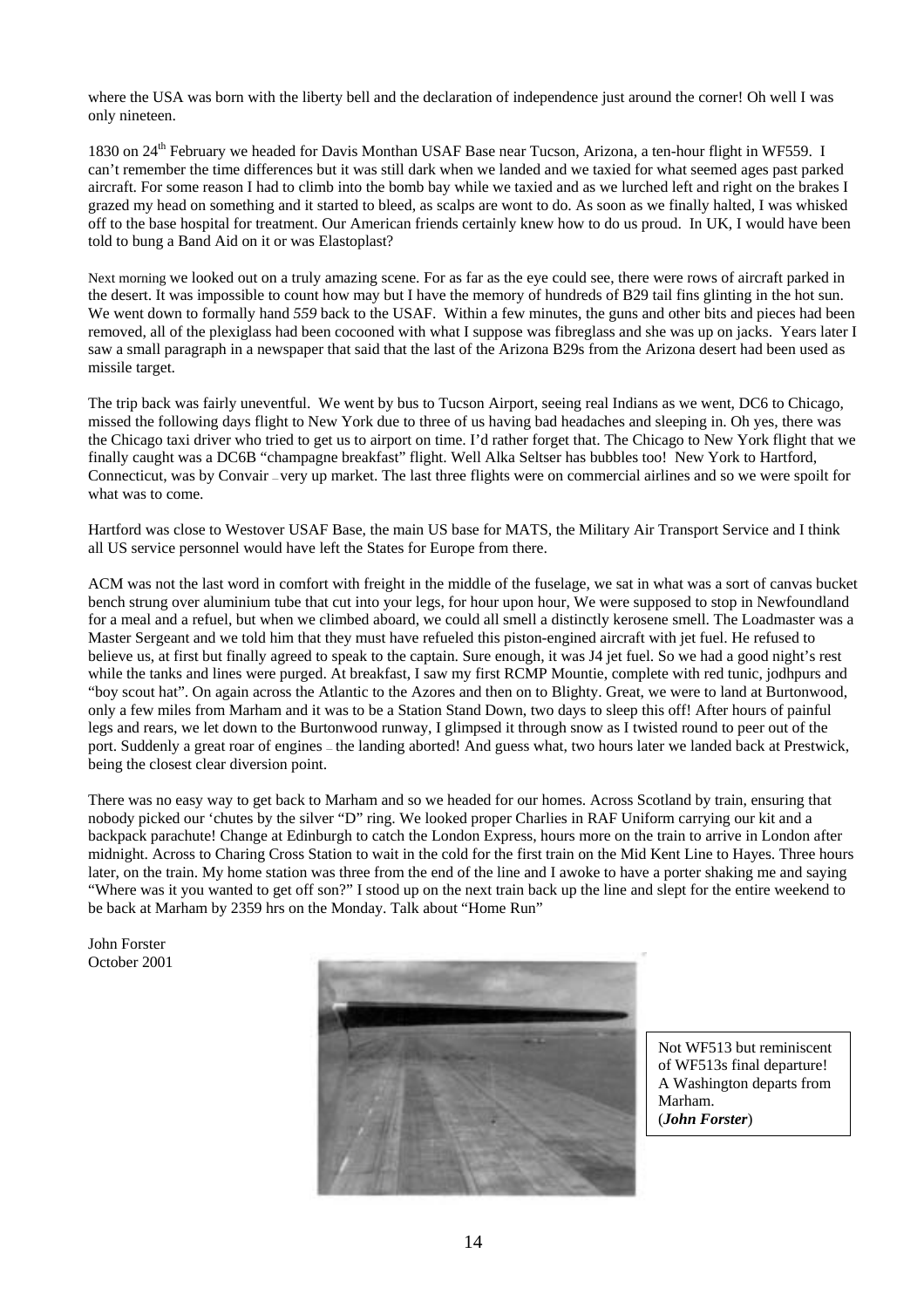where the USA was born with the liberty bell and the declaration of independence just around the corner! Oh well I was only nineteen.

1830 on 24th February we headed for Davis Monthan USAF Base near Tucson, Arizona, a ten-hour flight in WF559. I can't remember the time differences but it was still dark when we landed and we taxied for what seemed ages past parked aircraft. For some reason I had to climb into the bomb bay while we taxied and as we lurched left and right on the brakes I grazed my head on something and it started to bleed, as scalps are wont to do. As soon as we finally halted, I was whisked off to the base hospital for treatment. Our American friends certainly knew how to do us proud. In UK, I would have been told to bung a Band Aid on it or was Elastoplast?

Next morning we looked out on a truly amazing scene. For as far as the eye could see, there were rows of aircraft parked in the desert. It was impossible to count how may but I have the memory of hundreds of B29 tail fins glinting in the hot sun. We went down to formally hand *559* back to the USAF. Within a few minutes, the guns and other bits and pieces had been removed, all of the plexiglass had been cocooned with what I suppose was fibreglass and she was up on jacks. Years later I saw a small paragraph in a newspaper that said that the last of the Arizona B29s from the Arizona desert had been used as missile target.

The trip back was fairly uneventful. We went by bus to Tucson Airport, seeing real Indians as we went, DC6 to Chicago, missed the following days flight to New York due to three of us having bad headaches and sleeping in. Oh yes, there was the Chicago taxi driver who tried to get us to airport on time. I'd rather forget that. The Chicago to New York flight that we finally caught was a DC6B "champagne breakfast" flight. Well Alka Seltser has bubbles too! New York to Hartford, Connecticut, was by Convair – very up market. The last three flights were on commercial airlines and so we were spoilt for what was to come.

Hartford was close to Westover USAF Base, the main US base for MATS, the Military Air Transport Service and I think all US service personnel would have left the States for Europe from there.

ACM was not the last word in comfort with freight in the middle of the fuselage, we sat in what was a sort of canvas bucket bench strung over aluminium tube that cut into your legs, for hour upon hour, We were supposed to stop in Newfoundland for a meal and a refuel, but when we climbed aboard, we could all smell a distinctly kerosene smell. The Loadmaster was a Master Sergeant and we told him that they must have refueled this piston-engined aircraft with jet fuel. He refused to believe us, at first but finally agreed to speak to the captain. Sure enough, it was J4 jet fuel. So we had a good night's rest while the tanks and lines were purged. At breakfast, I saw my first RCMP Mountie, complete with red tunic, jodhpurs and "boy scout hat". On again across the Atlantic to the Azores and then on to Blighty. Great, we were to land at Burtonwood, only a few miles from Marham and it was to be a Station Stand Down, two days to sleep this off! After hours of painful legs and rears, we let down to the Burtonwood runway, I glimpsed it through snow as I twisted round to peer out of the port. Suddenly a great roar of engines – the landing aborted! And guess what, two hours later we landed back at Prestwick, being the closest clear diversion point.

There was no easy way to get back to Marham and so we headed for our homes. Across Scotland by train, ensuring that nobody picked our 'chutes by the silver "D" ring. We looked proper Charlies in RAF Uniform carrying our kit and a backpack parachute! Change at Edinburgh to catch the London Express, hours more on the train to arrive in London after midnight. Across to Charing Cross Station to wait in the cold for the first train on the Mid Kent Line to Hayes. Three hours later, on the train. My home station was three from the end of the line and I awoke to have a porter shaking me and saying "Where was it you wanted to get off son?" I stood up on the next train back up the line and slept for the entire weekend to be back at Marham by 2359 hrs on the Monday. Talk about "Home Run"

John Forster
October 2001

Not WF513 but reminiscent of WF513s final departure! A Washington departs from Marham.
(***John Forster***)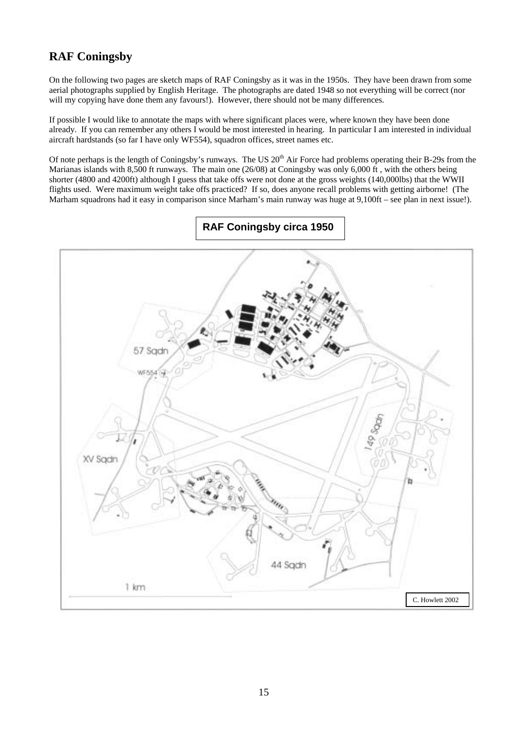## RAF Coningsby

On the following two pages are sketch maps of RAF Coningsby as it was in the 1950s. They have been drawn from some aerial photographs supplied by English Heritage. The photographs are dated 1948 so not everything will be correct (nor will my copying have done them any favours!). However, there should not be many differences.

If possible I would like to annotate the maps with where significant places were, where known they have been done already. If you can remember any others I would be most interested in hearing. In particular I am interested in individual aircraft hardstands (so far I have only WF554), squadron offices, street names etc.

Of note perhaps is the length of Coningsby's runways. The US 20th Air Force had problems operating their B-29s from the Marianas islands with 8,500 ft runways. The main one (26/08) at Coningsby was only 6,000 ft , with the others being shorter (4800 and 4200ft) although I guess that take offs were not done at the gross weights (140,000lbs) that the WWII flights used. Were maximum weight take offs practiced? If so, does anyone recall problems with getting airborne! (The Marham squadrons had it easy in comparison since Marham's main runway was huge at 9,100ft – see plan in next issue!).

**RAF Coningsby circa 1950**

57 Sqdn

WF554

XV Sqdn

149 Sqdn

44 Sqdn

1 km

C. Howlett 2002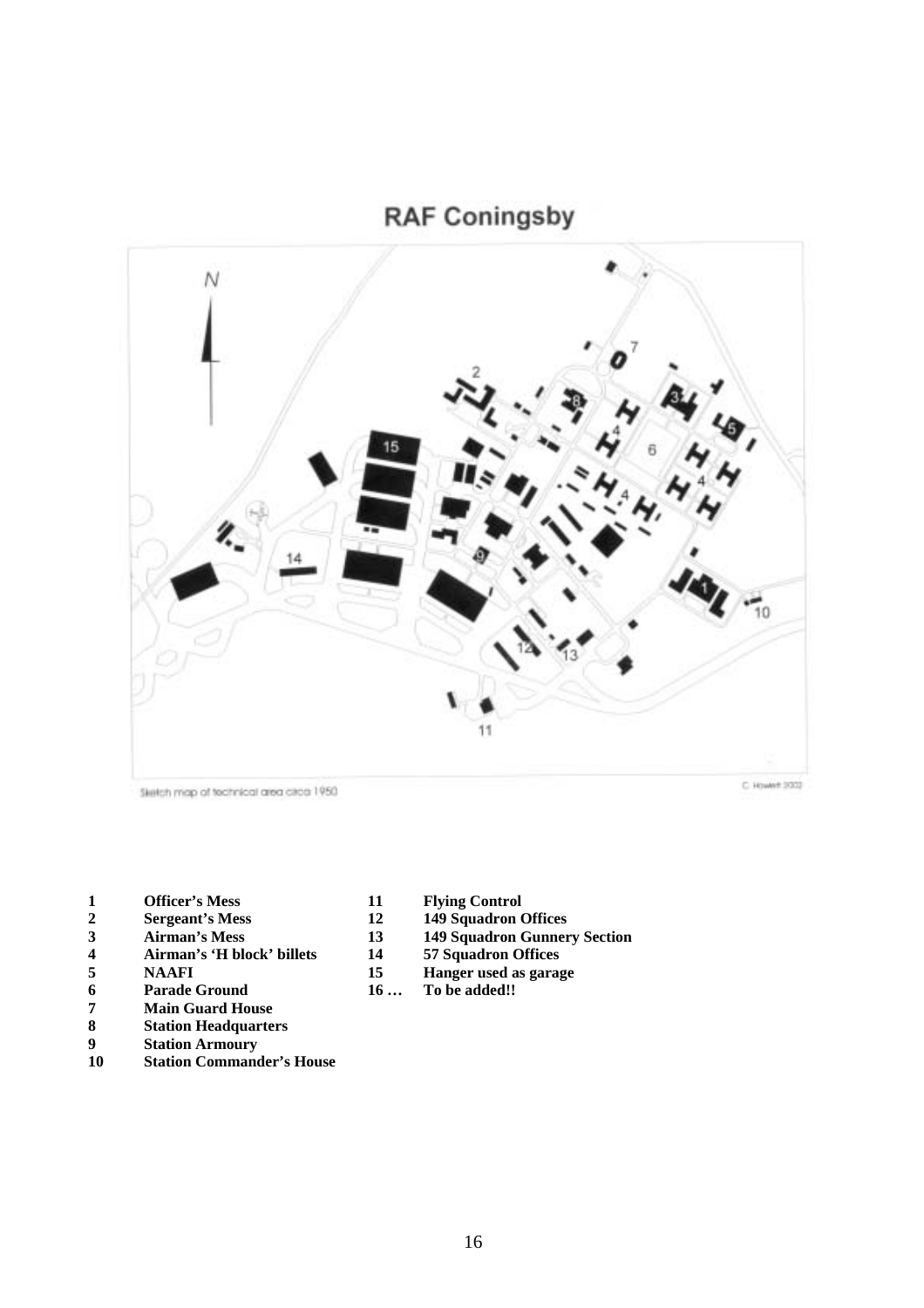# RAF Coningsby

Sketch map of technical area circa 1950

C. Howlett 2002

| | | | |
|---|---|---|---|
| **1** | **Officer's Mess** | **11** | **Flying Control** |
| **2** | **Sergeant's Mess** | **12** | **149 Squadron Offices** |
| **3** | **Airman's Mess** | **13** | **149 Squadron Gunnery Section** |
| **4** | **Airman's 'H block' billets** | **14** | **57 Squadron Offices** |
| **5** | **NAAFI** | **15** | **Hanger used as garage** |
| **6** | **Parade Ground** | **16 …** | **To be added!!** |
| **7** | **Main Guard House** | | |
| **8** | **Station Headquarters** | | |
| **9** | **Station Armoury** | | |
| **10** | **Station Commander's House** | | |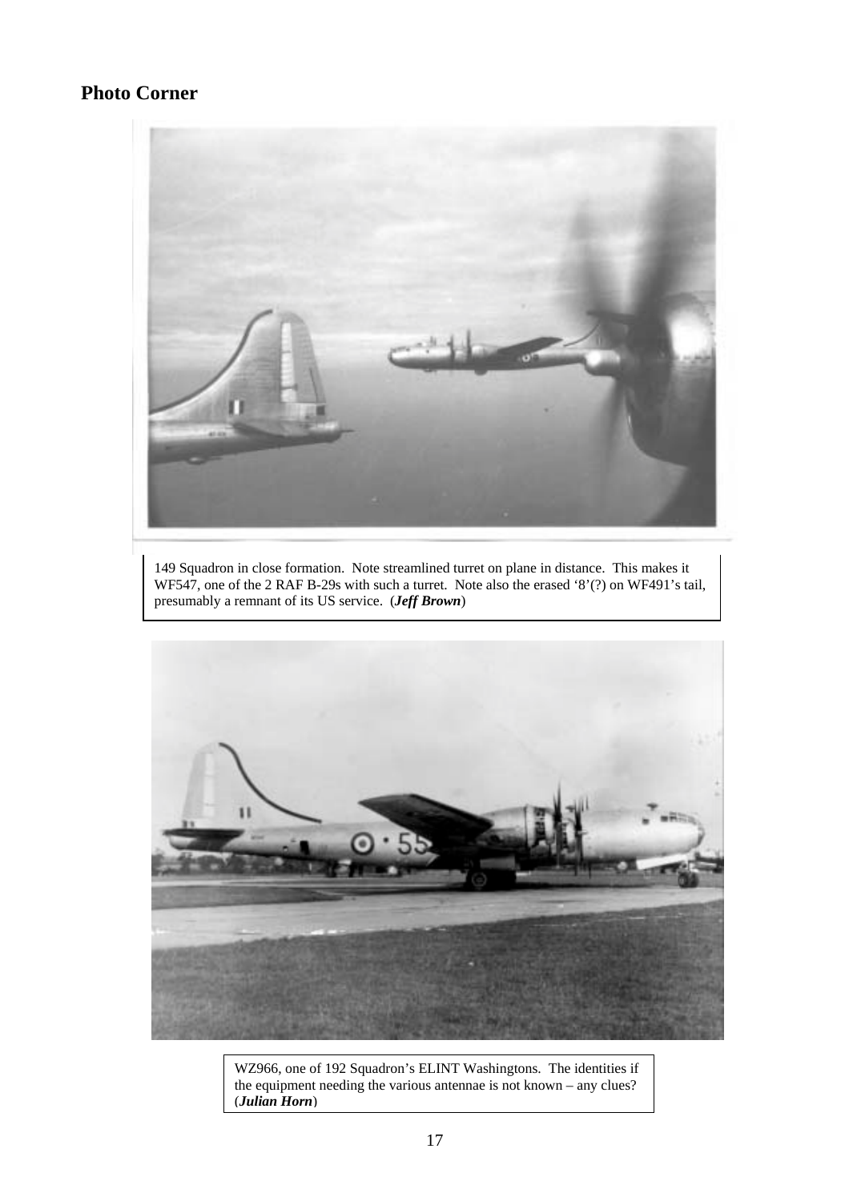## Photo Corner

149 Squadron in close formation. Note streamlined turret on plane in distance. This makes it WF547, one of the 2 RAF B-29s with such a turret. Note also the erased '8'(?) on WF491's tail, presumably a remnant of its US service. (***Jeff Brown***)

WZ966, one of 192 Squadron's ELINT Washingtons. The identities if the equipment needing the various antennae is not known – any clues? (***Julian Horn***)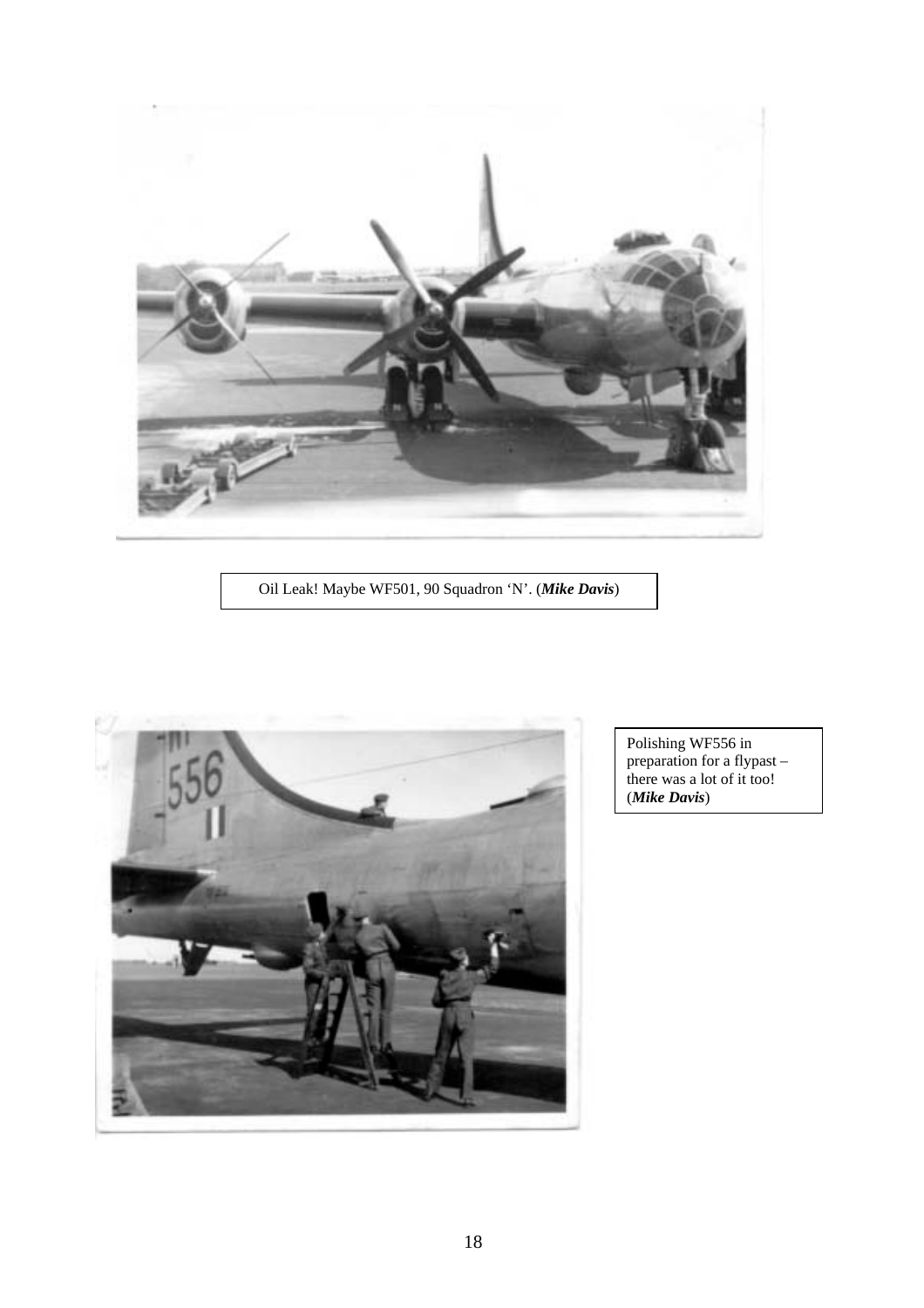Oil Leak! Maybe WF501, 90 Squadron 'N'. (***Mike Davis***)

Polishing WF556 in preparation for a flypast – there was a lot of it too! (***Mike Davis***)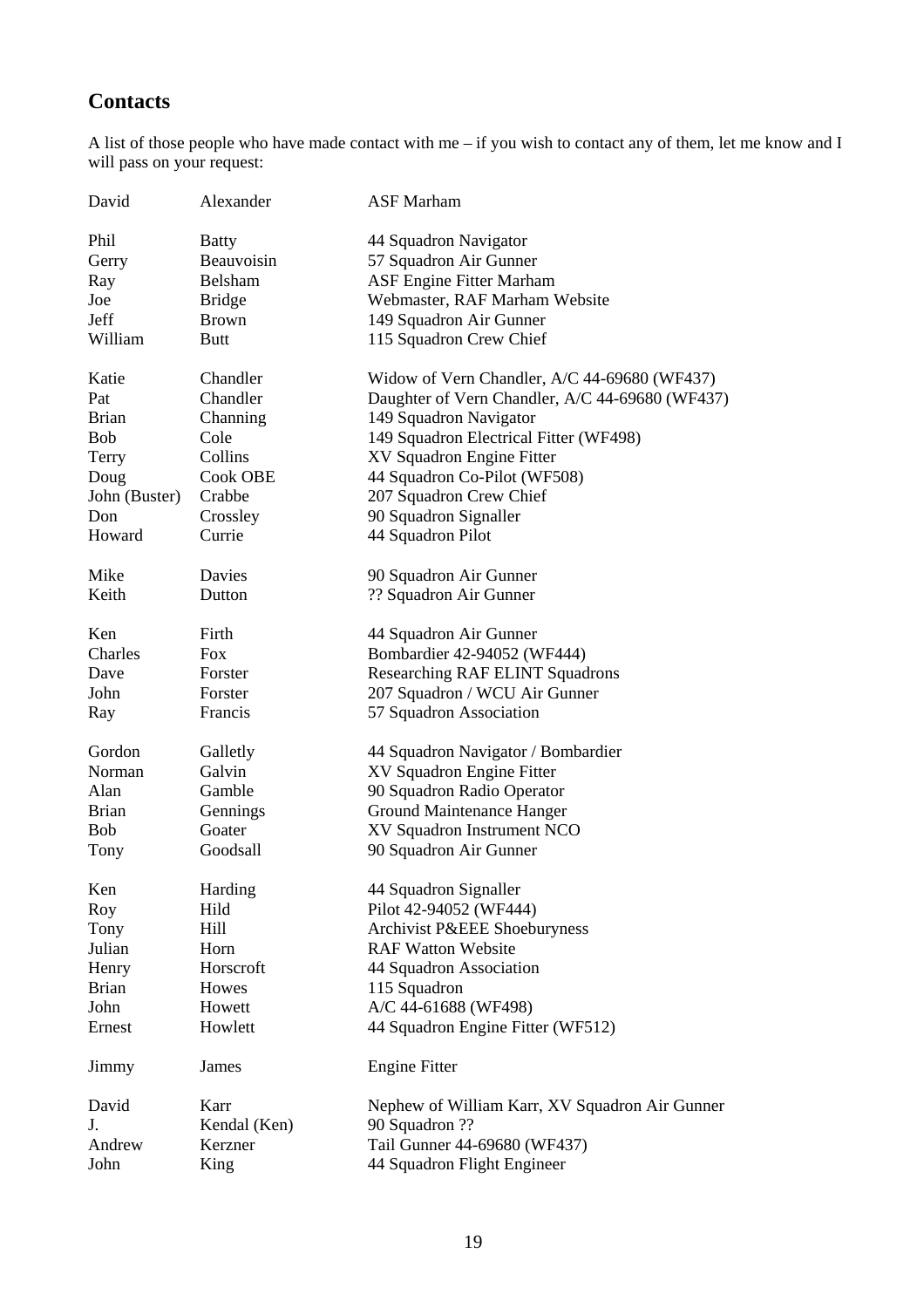## Contacts

A list of those people who have made contact with me – if you wish to contact any of them, let me know and I will pass on your request:

| | | |
|---|---|---|
| David | Alexander | ASF Marham |
| | | |
| Phil | Batty | 44 Squadron Navigator |
| Gerry | Beauvoisin | 57 Squadron Air Gunner |
| Ray | Belsham | ASF Engine Fitter Marham |
| Joe | Bridge | Webmaster, RAF Marham Website |
| Jeff | Brown | 149 Squadron Air Gunner |
| William | Butt | 115 Squadron Crew Chief |
| | | |
| Katie | Chandler | Widow of Vern Chandler, A/C 44-69680 (WF437) |
| Pat | Chandler | Daughter of Vern Chandler, A/C 44-69680 (WF437) |
| Brian | Channing | 149 Squadron Navigator |
| Bob | Cole | 149 Squadron Electrical Fitter (WF498) |
| Terry | Collins | XV Squadron Engine Fitter |
| Doug | Cook OBE | 44 Squadron Co-Pilot (WF508) |
| John (Buster) | Crabbe | 207 Squadron Crew Chief |
| Don | Crossley | 90 Squadron Signaller |
| Howard | Currie | 44 Squadron Pilot |
| | | |
| Mike | Davies | 90 Squadron Air Gunner |
| Keith | Dutton | ?? Squadron Air Gunner |
| | | |
| Ken | Firth | 44 Squadron Air Gunner |
| Charles | Fox | Bombardier 42-94052 (WF444) |
| Dave | Forster | Researching RAF ELINT Squadrons |
| John | Forster | 207 Squadron / WCU Air Gunner |
| Ray | Francis | 57 Squadron Association |
| | | |
| Gordon | Galletly | 44 Squadron Navigator / Bombardier |
| Norman | Galvin | XV Squadron Engine Fitter |
| Alan | Gamble | 90 Squadron Radio Operator |
| Brian | Gennings | Ground Maintenance Hanger |
| Bob | Goater | XV Squadron Instrument NCO |
| Tony | Goodsall | 90 Squadron Air Gunner |
| | | |
| Ken | Harding | 44 Squadron Signaller |
| Roy | Hild | Pilot 42-94052 (WF444) |
| Tony | Hill | Archivist P&EEE Shoeburyness |
| Julian | Horn | RAF Watton Website |
| Henry | Horscroft | 44 Squadron Association |
| Brian | Howes | 115 Squadron |
| John | Howett | A/C 44-61688 (WF498) |
| Ernest | Howlett | 44 Squadron Engine Fitter (WF512) |
| | | |
| Jimmy | James | Engine Fitter |
| | | |
| David | Karr | Nephew of William Karr, XV Squadron Air Gunner |
| J. | Kendal (Ken) | 90 Squadron ?? |
| Andrew | Kerzner | Tail Gunner 44-69680 (WF437) |
| John | King | 44 Squadron Flight Engineer |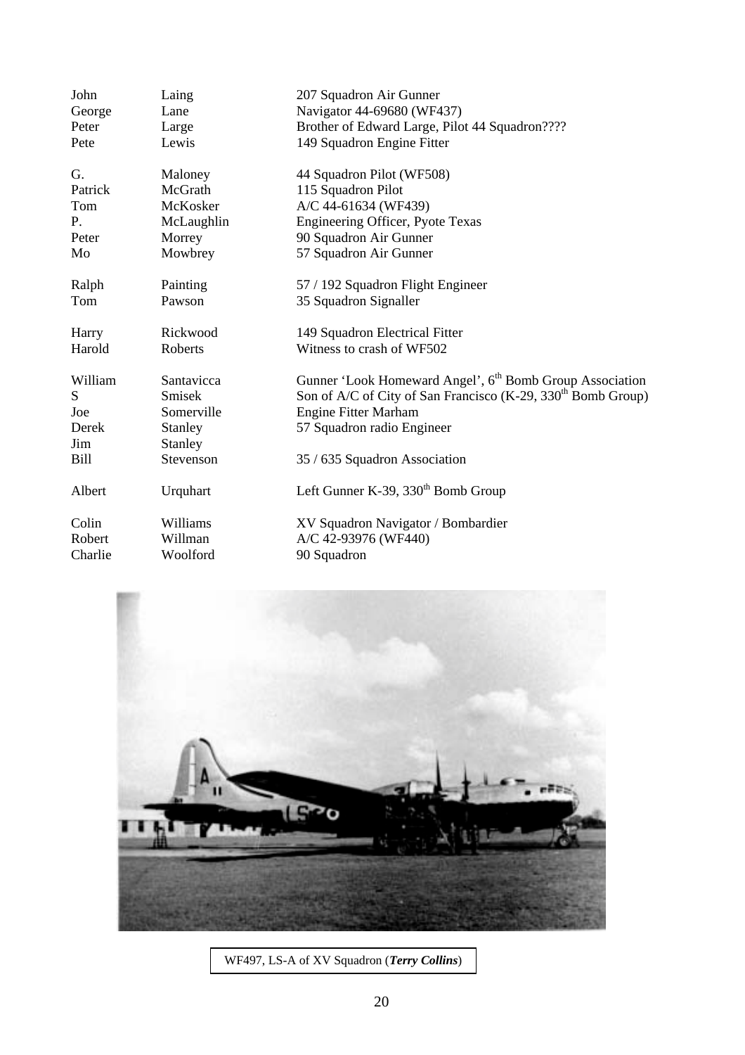| | | |
|---|---|---|
| John | Laing | 207 Squadron Air Gunner |
| George | Lane | Navigator 44-69680 (WF437) |
| Peter | Large | Brother of Edward Large, Pilot 44 Squadron???? |
| Pete | Lewis | 149 Squadron Engine Fitter |
| G. | Maloney | 44 Squadron Pilot (WF508) |
| Patrick | McGrath | 115 Squadron Pilot |
| Tom | McKosker | A/C 44-61634 (WF439) |
| P. | McLaughlin | Engineering Officer, Pyote Texas |
| Peter | Morrey | 90 Squadron Air Gunner |
| Mo | Mowbrey | 57 Squadron Air Gunner |
| Ralph | Painting | 57 / 192 Squadron Flight Engineer |
| Tom | Pawson | 35 Squadron Signaller |
| Harry | Rickwood | 149 Squadron Electrical Fitter |
| Harold | Roberts | Witness to crash of WF502 |
| William | Santavicca | Gunner 'Look Homeward Angel', 6th Bomb Group Association |
| S | Smisek | Son of A/C of City of San Francisco (K-29, 330th Bomb Group) |
| Joe | Somerville | Engine Fitter Marham |
| Derek | Stanley | 57 Squadron radio Engineer |
| Jim | Stanley | |
| Bill | Stevenson | 35 / 635 Squadron Association |
| Albert | Urquhart | Left Gunner K-39, 330th Bomb Group |
| Colin | Williams | XV Squadron Navigator / Bombardier |
| Robert | Willman | A/C 42-93976 (WF440) |
| Charlie | Woolford | 90 Squadron |

WF497, LS-A of XV Squadron (***Terry Collins***)